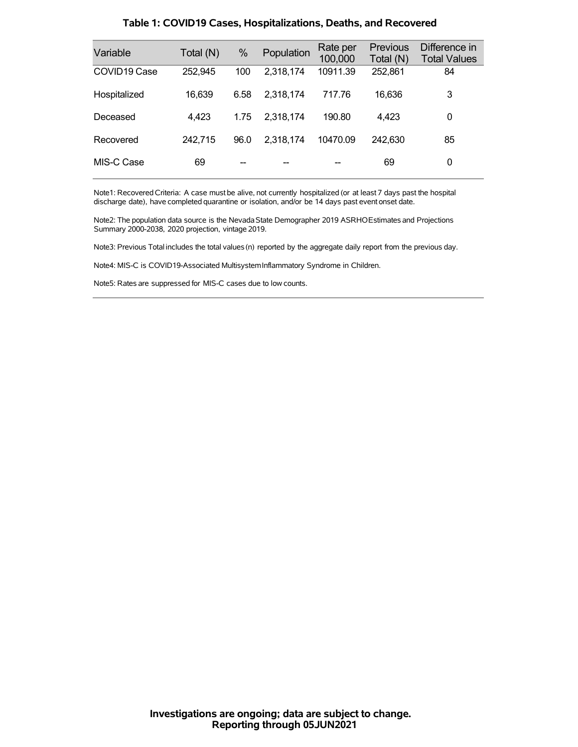### Table 1: COVID19 Cases, Hospitalizations, Deaths, and Recovered

| Variable | Total (N) | % | Population | Rate per 100,000 | Previous Total (N) | Difference in Total Values |
|---|---|---|---|---|---|---|
| COVID19 Case | 252,945 | 100 | 2,318,174 | 10911.39 | 252,861 | 84 |
| Hospitalized | 16,639 | 6.58 | 2,318,174 | 717.76 | 16,636 | 3 |
| Deceased | 4,423 | 1.75 | 2,318,174 | 190.80 | 4,423 | 0 |
| Recovered | 242,715 | 96.0 | 2,318,174 | 10470.09 | 242,630 | 85 |
| MIS-C Case | 69 | -- | -- | -- | 69 | 0 |

Note1: Recovered Criteria: A case must be alive, not currently hospitalized (or at least 7 days past the hospital discharge date), have completed quarantine or isolation, and/or be 14 days past event onset date.

Note2: The population data source is the Nevada State Demographer 2019 ASRHO Estimates and Projections Summary 2000-2038, 2020 projection, vintage 2019.

Note3: Previous Total includes the total values (n) reported by the aggregate daily report from the previous day.

Note4: MIS-C is COVID19-Associated Multisystem Inflammatory Syndrome in Children.

Note5: Rates are suppressed for MIS-C cases due to low counts.

**Investigations are ongoing; data are subject to change.**
**Reporting through 05JUN2021**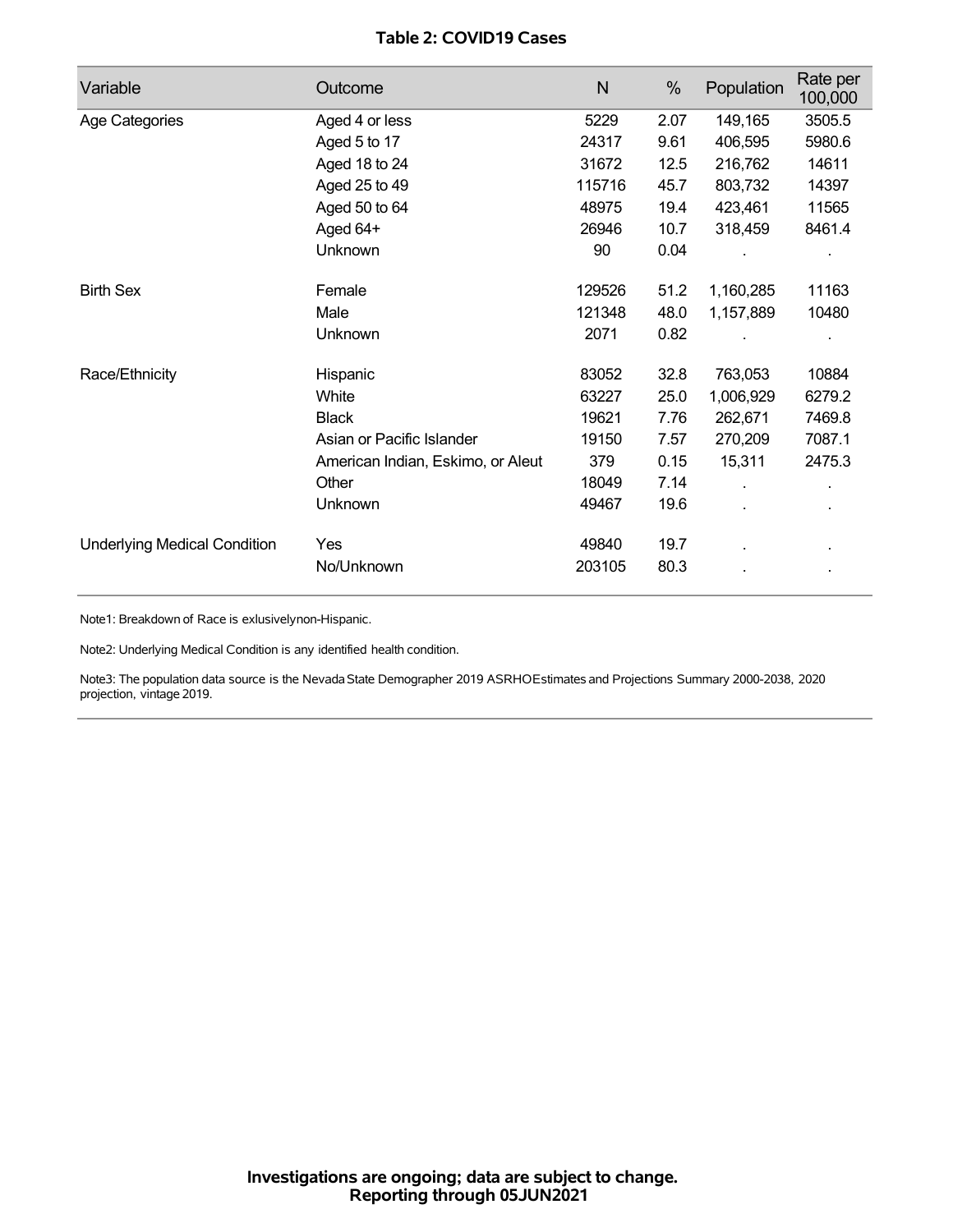**Table 2: COVID19 Cases**

| Variable | Outcome | N | % | Population | Rate per 100,000 |
|---|---|---|---|---|---|
| Age Categories | Aged 4 or less | 5229 | 2.07 | 149,165 | 3505.5 |
| | Aged 5 to 17 | 24317 | 9.61 | 406,595 | 5980.6 |
| | Aged 18 to 24 | 31672 | 12.5 | 216,762 | 14611 |
| | Aged 25 to 49 | 115716 | 45.7 | 803,732 | 14397 |
| | Aged 50 to 64 | 48975 | 19.4 | 423,461 | 11565 |
| | Aged 64+ | 26946 | 10.7 | 318,459 | 8461.4 |
| | Unknown | 90 | 0.04 | . | . |
| Birth Sex | Female | 129526 | 51.2 | 1,160,285 | 11163 |
| | Male | 121348 | 48.0 | 1,157,889 | 10480 |
| | Unknown | 2071 | 0.82 | . | . |
| Race/Ethnicity | Hispanic | 83052 | 32.8 | 763,053 | 10884 |
| | White | 63227 | 25.0 | 1,006,929 | 6279.2 |
| | Black | 19621 | 7.76 | 262,671 | 7469.8 |
| | Asian or Pacific Islander | 19150 | 7.57 | 270,209 | 7087.1 |
| | American Indian, Eskimo, or Aleut | 379 | 0.15 | 15,311 | 2475.3 |
| | Other | 18049 | 7.14 | . | . |
| | Unknown | 49467 | 19.6 | . | . |
| Underlying Medical Condition | Yes | 49840 | 19.7 | . | . |
| | No/Unknown | 203105 | 80.3 | . | . |

Note1: Breakdown of Race is exlusivelynon-Hispanic.

Note2: Underlying Medical Condition is any identified health condition.

Note3: The population data source is the Nevada State Demographer 2019 ASRHOEstimates and Projections Summary 2000-2038, 2020 projection, vintage 2019.

**Investigations are ongoing; data are subject to change.**
**Reporting through 05JUN2021**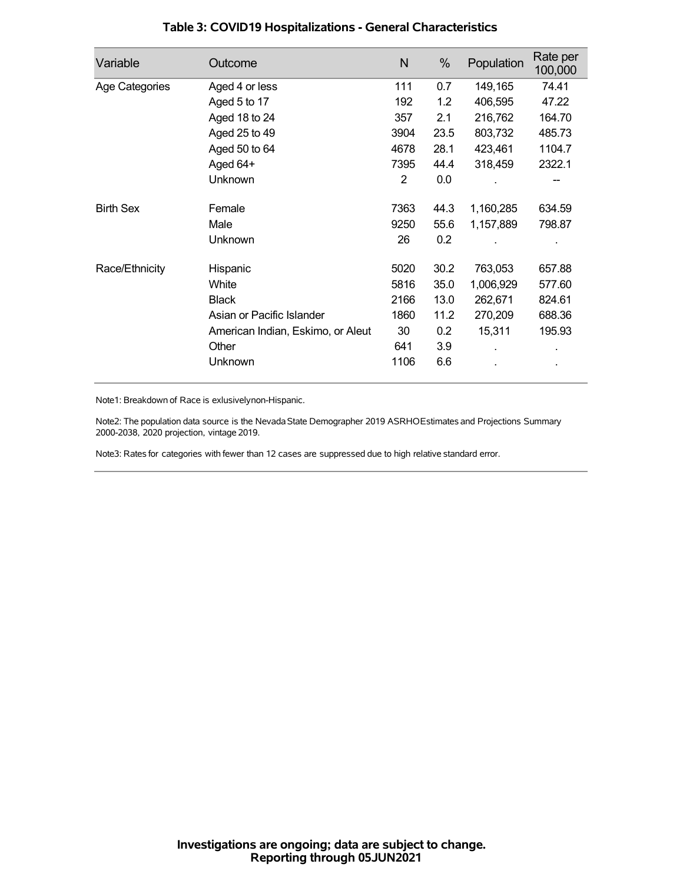## Table 3: COVID19 Hospitalizations - General Characteristics

| Variable | Outcome | N | % | Population | Rate per 100,000 |
|---|---|---|---|---|---|
| Age Categories | Aged 4 or less | 111 | 0.7 | 149,165 | 74.41 |
| | Aged 5 to 17 | 192 | 1.2 | 406,595 | 47.22 |
| | Aged 18 to 24 | 357 | 2.1 | 216,762 | 164.70 |
| | Aged 25 to 49 | 3904 | 23.5 | 803,732 | 485.73 |
| | Aged 50 to 64 | 4678 | 28.1 | 423,461 | 1104.7 |
| | Aged 64+ | 7395 | 44.4 | 318,459 | 2322.1 |
| | Unknown | 2 | 0.0 | . | -- |
| Birth Sex | Female | 7363 | 44.3 | 1,160,285 | 634.59 |
| | Male | 9250 | 55.6 | 1,157,889 | 798.87 |
| | Unknown | 26 | 0.2 | . | . |
| Race/Ethnicity | Hispanic | 5020 | 30.2 | 763,053 | 657.88 |
| | White | 5816 | 35.0 | 1,006,929 | 577.60 |
| | Black | 2166 | 13.0 | 262,671 | 824.61 |
| | Asian or Pacific Islander | 1860 | 11.2 | 270,209 | 688.36 |
| | American Indian, Eskimo, or Aleut | 30 | 0.2 | 15,311 | 195.93 |
| | Other | 641 | 3.9 | . | . |
| | Unknown | 1106 | 6.6 | . | . |

Note1: Breakdown of Race is exlusivelynon-Hispanic.

Note2: The population data source is the Nevada State Demographer 2019 ASRHOEstimates and Projections Summary 2000-2038, 2020 projection, vintage 2019.

Note3: Rates for categories with fewer than 12 cases are suppressed due to high relative standard error.

**Investigations are ongoing; data are subject to change.**
**Reporting through 05JUN2021**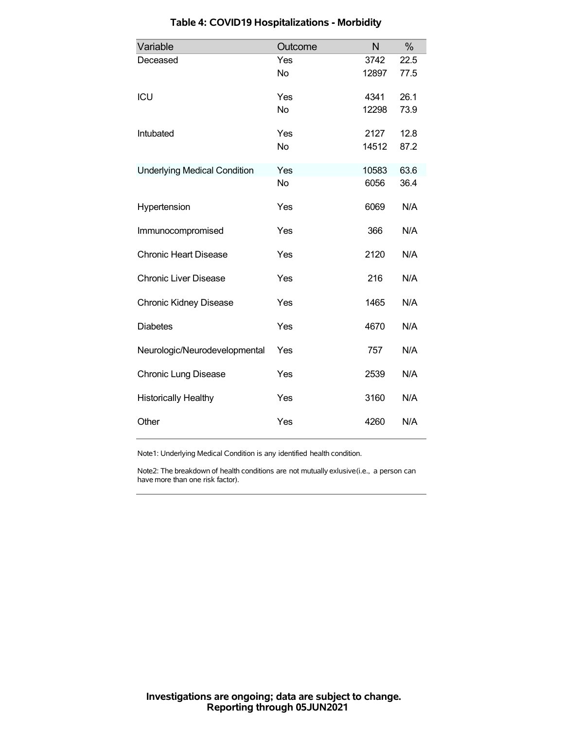## Table 4: COVID19 Hospitalizations - Morbidity

| Variable | Outcome | N | % |
|---|---|---|---|
| Deceased | Yes | 3742 | 22.5 |
| | No | 12897 | 77.5 |
| ICU | Yes | 4341 | 26.1 |
| | No | 12298 | 73.9 |
| Intubated | Yes | 2127 | 12.8 |
| | No | 14512 | 87.2 |
| Underlying Medical Condition | Yes | 10583 | 63.6 |
| | No | 6056 | 36.4 |
| Hypertension | Yes | 6069 | N/A |
| Immunocompromised | Yes | 366 | N/A |
| Chronic Heart Disease | Yes | 2120 | N/A |
| Chronic Liver Disease | Yes | 216 | N/A |
| Chronic Kidney Disease | Yes | 1465 | N/A |
| Diabetes | Yes | 4670 | N/A |
| Neurologic/Neurodevelopmental | Yes | 757 | N/A |
| Chronic Lung Disease | Yes | 2539 | N/A |
| Historically Healthy | Yes | 3160 | N/A |
| Other | Yes | 4260 | N/A |

Note1: Underlying Medical Condition is any identified health condition.

Note2: The breakdown of health conditions are not mutually exlusive(i.e., a person can have more than one risk factor).

**Investigations are ongoing; data are subject to change.**
**Reporting through 05JUN2021**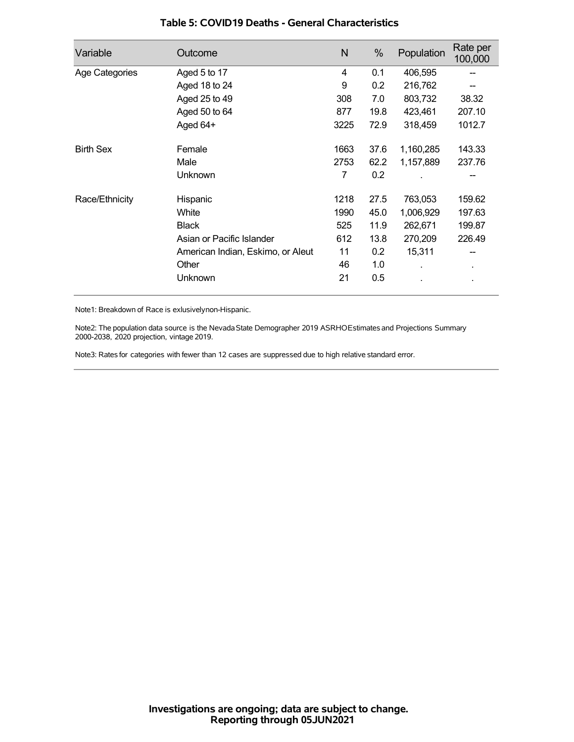# Table 5: COVID19 Deaths - General Characteristics

| Variable | Outcome | N | % | Population | Rate per 100,000 |
|---|---|---|---|---|---|
| Age Categories | Aged 5 to 17 | 4 | 0.1 | 406,595 | -- |
| | Aged 18 to 24 | 9 | 0.2 | 216,762 | -- |
| | Aged 25 to 49 | 308 | 7.0 | 803,732 | 38.32 |
| | Aged 50 to 64 | 877 | 19.8 | 423,461 | 207.10 |
| | Aged 64+ | 3225 | 72.9 | 318,459 | 1012.7 |
| Birth Sex | Female | 1663 | 37.6 | 1,160,285 | 143.33 |
| | Male | 2753 | 62.2 | 1,157,889 | 237.76 |
| | Unknown | 7 | 0.2 | . | -- |
| Race/Ethnicity | Hispanic | 1218 | 27.5 | 763,053 | 159.62 |
| | White | 1990 | 45.0 | 1,006,929 | 197.63 |
| | Black | 525 | 11.9 | 262,671 | 199.87 |
| | Asian or Pacific Islander | 612 | 13.8 | 270,209 | 226.49 |
| | American Indian, Eskimo, or Aleut | 11 | 0.2 | 15,311 | -- |
| | Other | 46 | 1.0 | . | . |
| | Unknown | 21 | 0.5 | . | . |

Note1: Breakdown of Race is exlusivelynon-Hispanic.

Note2: The population data source is the Nevada State Demographer 2019 ASRHOEstimates and Projections Summary 2000-2038, 2020 projection, vintage 2019.

Note3: Rates for categories with fewer than 12 cases are suppressed due to high relative standard error.

**Investigations are ongoing; data are subject to change.**
**Reporting through 05JUN2021**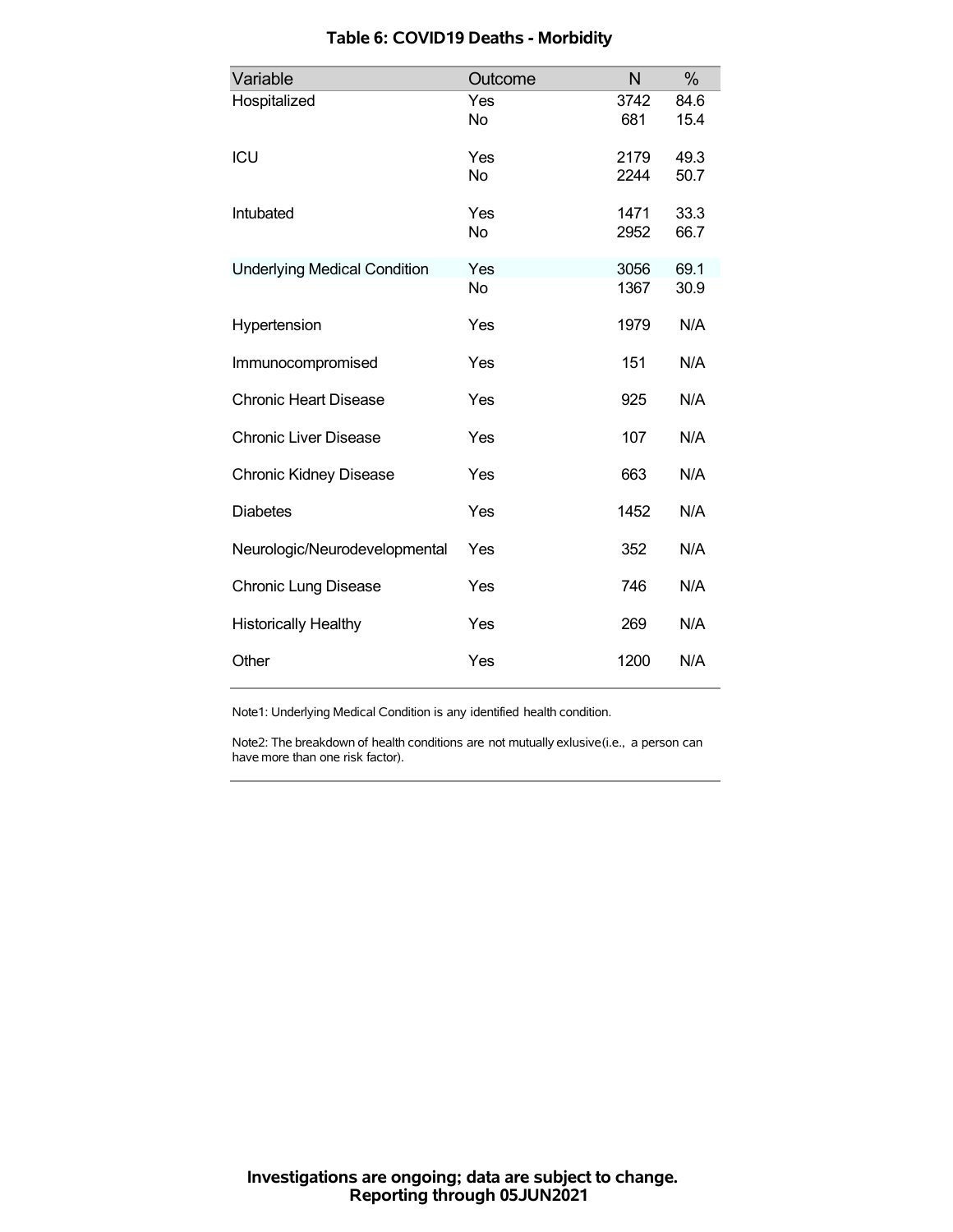## Table 6: COVID19 Deaths - Morbidity

| Variable | Outcome | N | % |
|---|---|---|---|
| Hospitalized | Yes | 3742 | 84.6 |
| | No | 681 | 15.4 |
| ICU | Yes | 2179 | 49.3 |
| | No | 2244 | 50.7 |
| Intubated | Yes | 1471 | 33.3 |
| | No | 2952 | 66.7 |
| Underlying Medical Condition | Yes | 3056 | 69.1 |
| | No | 1367 | 30.9 |
| Hypertension | Yes | 1979 | N/A |
| Immunocompromised | Yes | 151 | N/A |
| Chronic Heart Disease | Yes | 925 | N/A |
| Chronic Liver Disease | Yes | 107 | N/A |
| Chronic Kidney Disease | Yes | 663 | N/A |
| Diabetes | Yes | 1452 | N/A |
| Neurologic/Neurodevelopmental | Yes | 352 | N/A |
| Chronic Lung Disease | Yes | 746 | N/A |
| Historically Healthy | Yes | 269 | N/A |
| Other | Yes | 1200 | N/A |

Note1: Underlying Medical Condition is any identified health condition.

Note2: The breakdown of health conditions are not mutually exlusive(i.e., a person can have more than one risk factor).

**Investigations are ongoing; data are subject to change.**
**Reporting through 05JUN2021**